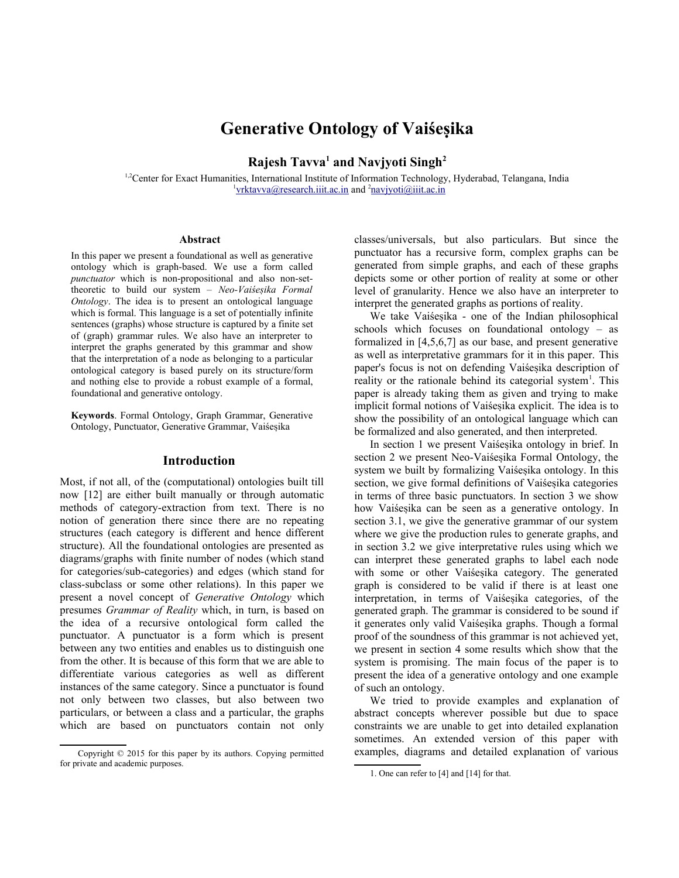# Generative Ontology of Vaiśeṣika

**Rajesh Tavva[1] and Navjyoti Singh[2]**

[1,2]Center for Exact Humanities, International Institute of Information Technology, Hyderabad, Telangana, India
[1]vrktavva@research.iiit.ac.in and [2]navjyoti@iiit.ac.in

### Abstract

In this paper we present a foundational as well as generative ontology which is graph-based. We use a form called *punctuator* which is non-propositional and also non-set-theoretic to build our system – *Neo-Vaiśeṣika Formal Ontology*. The idea is to present an ontological language which is formal. This language is a set of potentially infinite sentences (graphs) whose structure is captured by a finite set of (graph) grammar rules. We also have an interpreter to interpret the graphs generated by this grammar and show that the interpretation of a node as belonging to a particular ontological category is based purely on its structure/form and nothing else to provide a robust example of a formal, foundational and generative ontology.

**Keywords**. Formal Ontology, Graph Grammar, Generative Ontology, Punctuator, Generative Grammar, Vaiśeṣika

## Introduction

Most, if not all, of the (computational) ontologies built till now [12] are either built manually or through automatic methods of category-extraction from text. There is no notion of generation there since there are no repeating structures (each category is different and hence different structure). All the foundational ontologies are presented as diagrams/graphs with finite number of nodes (which stand for categories/sub-categories) and edges (which stand for class-subclass or some other relations). In this paper we present a novel concept of *Generative Ontology* which presumes *Grammar of Reality* which, in turn, is based on the idea of a recursive ontological form called the punctuator. A punctuator is a form which is present between any two entities and enables us to distinguish one from the other. It is because of this form that we are able to differentiate various categories as well as different instances of the same category. Since a punctuator is found not only between two classes, but also between two particulars, or between a class and a particular, the graphs which are based on punctuators contain not only classes/universals, but also particulars. But since the punctuator has a recursive form, complex graphs can be generated from simple graphs, and each of these graphs depicts some or other portion of reality at some or other level of granularity. Hence we also have an interpreter to interpret the generated graphs as portions of reality.

We take Vaiśeṣika - one of the Indian philosophical schools which focuses on foundational ontology – as formalized in [4,5,6,7] as our base, and present generative as well as interpretative grammars for it in this paper. This paper's focus is not on defending Vaiśeṣika description of reality or the rationale behind its categorial system[1]. This paper is already taking them as given and trying to make implicit formal notions of Vaiśeṣika explicit. The idea is to show the possibility of an ontological language which can be formalized and also generated, and then interpreted.

In section 1 we present Vaiśeṣika ontology in brief. In section 2 we present Neo-Vaiśeṣika Formal Ontology, the system we built by formalizing Vaiśeṣika ontology. In this section, we give formal definitions of Vaiśeṣika categories in terms of three basic punctuators. In section 3 we show how Vaiśeṣika can be seen as a generative ontology. In section 3.1, we give the generative grammar of our system where we give the production rules to generate graphs, and in section 3.2 we give interpretative rules using which we can interpret these generated graphs to label each node with some or other Vaiśeṣika category. The generated graph is considered to be valid if there is at least one interpretation, in terms of Vaiśeṣika categories, of the generated graph. The grammar is considered to be sound if it generates only valid Vaiśeṣika graphs. Though a formal proof of the soundness of this grammar is not achieved yet, we present in section 4 some results which show that the system is promising. The main focus of the paper is to present the idea of a generative ontology and one example of such an ontology.

We tried to provide examples and explanation of abstract concepts wherever possible but due to space constraints we are unable to get into detailed explanation sometimes. An extended version of this paper with examples, diagrams and detailed explanation of various

---

Copyright © 2015 for this paper by its authors. Copying permitted for private and academic purposes.

1. One can refer to [4] and [14] for that.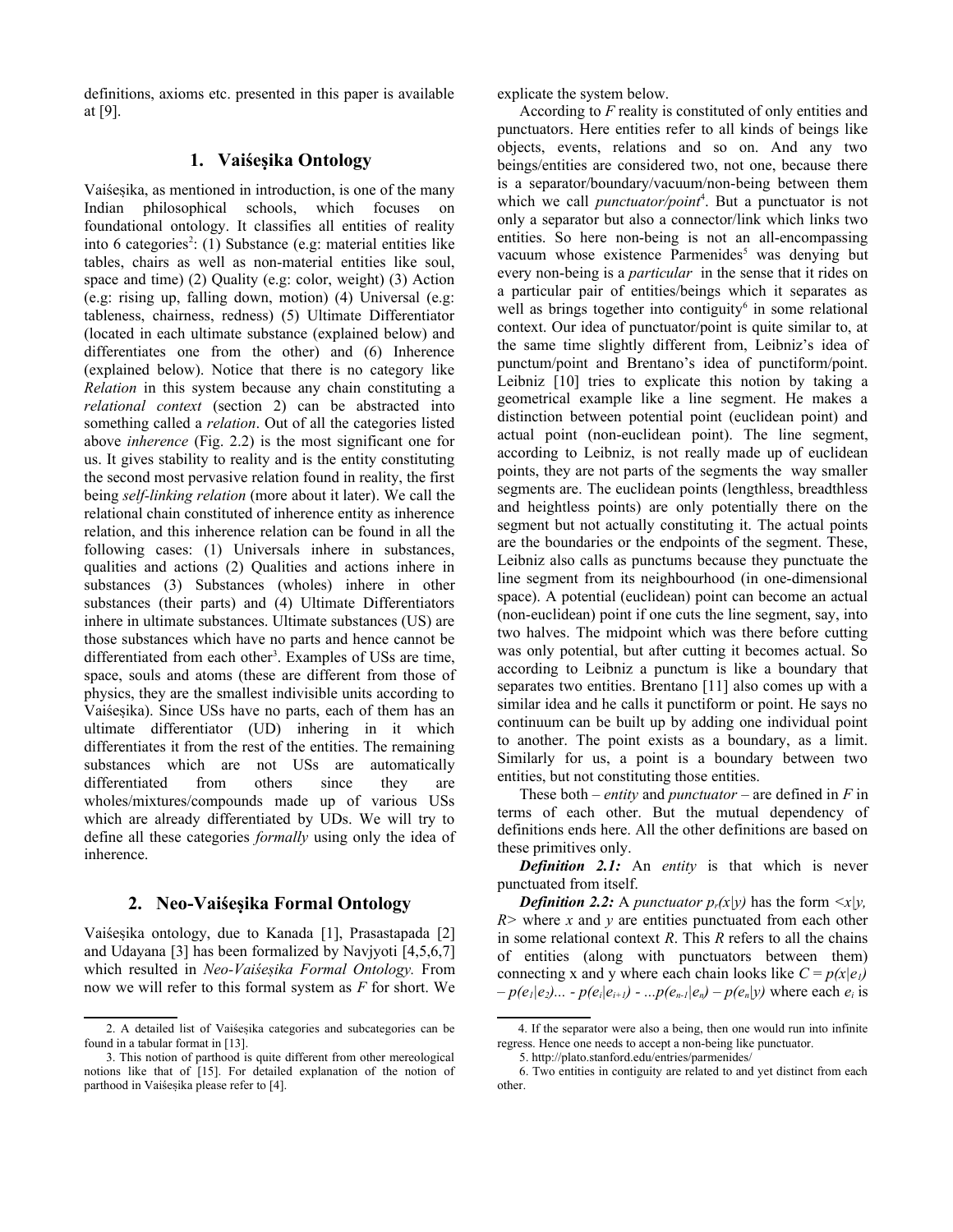definitions, axioms etc. presented in this paper is available at [9].

## 1. Vaiśeṣika Ontology

Vaiśeṣika, as mentioned in introduction, is one of the many Indian philosophical schools, which focuses on foundational ontology. It classifies all entities of reality into 6 categories[2]: (1) Substance (e.g: material entities like tables, chairs as well as non-material entities like soul, space and time) (2) Quality (e.g: color, weight) (3) Action (e.g: rising up, falling down, motion) (4) Universal (e.g: tableness, chairness, redness) (5) Ultimate Differentiator (located in each ultimate substance (explained below) and differentiates one from the other) and (6) Inherence (explained below). Notice that there is no category like *Relation* in this system because any chain constituting a *relational context* (section 2) can be abstracted into something called a *relation*. Out of all the categories listed above *inherence* (Fig. 2.2) is the most significant one for us. It gives stability to reality and is the entity constituting the second most pervasive relation found in reality, the first being *self-linking relation* (more about it later). We call the relational chain constituted of inherence entity as inherence relation, and this inherence relation can be found in all the following cases: (1) Universals inhere in substances, qualities and actions (2) Qualities and actions inhere in substances (3) Substances (wholes) inhere in other substances (their parts) and (4) Ultimate Differentiators inhere in ultimate substances. Ultimate substances (US) are those substances which have no parts and hence cannot be differentiated from each other[3]. Examples of USs are time, space, souls and atoms (these are different from those of physics, they are the smallest indivisible units according to Vaiśeṣika). Since USs have no parts, each of them has an ultimate differentiator (UD) inhering in it which differentiates it from the rest of the entities. The remaining substances which are not USs are automatically differentiated from others since they are wholes/mixtures/compounds made up of various USs which are already differentiated by UDs. We will try to define all these categories *formally* using only the idea of inherence.

## 2. Neo-Vaiśeṣika Formal Ontology

Vaiśeṣika ontology, due to Kanada [1], Prasastapada [2] and Udayana [3] has been formalized by Navjyoti [4,5,6,7] which resulted in *Neo-Vaiśeṣika Formal Ontology.* From now we will refer to this formal system as *F* for short. We explicate the system below.

According to *F* reality is constituted of only entities and punctuators. Here entities refer to all kinds of beings like objects, events, relations and so on. And any two beings/entities are considered two, not one, because there is a separator/boundary/vacuum/non-being between them which we call *punctuator/point*[4]. But a punctuator is not only a separator but also a connector/link which links two entities. So here non-being is not an all-encompassing vacuum whose existence Parmenides[5] was denying but every non-being is a *particular* in the sense that it rides on a particular pair of entities/beings which it separates as well as brings together into contiguity[6] in some relational context. Our idea of punctuator/point is quite similar to, at the same time slightly different from, Leibniz's idea of punctum/point and Brentano's idea of punctiform/point. Leibniz [10] tries to explicate this notion by taking a geometrical example like a line segment. He makes a distinction between potential point (euclidean point) and actual point (non-euclidean point). The line segment, according to Leibniz, is not really made up of euclidean points, they are not parts of the segments the way smaller segments are. The euclidean points (lengthless, breadthless and heightless points) are only potentially there on the segment but not actually constituting it. The actual points are the boundaries or the endpoints of the segment. These, Leibniz also calls as punctums because they punctuate the line segment from its neighbourhood (in one-dimensional space). A potential (euclidean) point can become an actual (non-euclidean) point if one cuts the line segment, say, into two halves. The midpoint which was there before cutting was only potential, but after cutting it becomes actual. So according to Leibniz a punctum is like a boundary that separates two entities. Brentano [11] also comes up with a similar idea and he calls it punctiform or point. He says no continuum can be built up by adding one individual point to another. The point exists as a boundary, as a limit. Similarly for us, a point is a boundary between two entities, but not constituting those entities.

These both – *entity* and *punctuator* – are defined in *F* in terms of each other. But the mutual dependency of definitions ends here. All the other definitions are based on these primitives only.

***Definition 2.1:*** An *entity* is that which is never punctuated from itself.

***Definition 2.2:*** A *punctuator* $p_r(x|y)$ has the form $<x|y, R>$ where *x* and *y* are entities punctuated from each other in some relational context *R*. This *R* refers to all the chains of entities (along with punctuators between them) connecting x and y where each chain looks like $C = p(x|e_1) – p(e_1|e_2)... - p(e_i|e_{i+1}) - ...p(e_{n-1}|e_n) – p(e_n|y)$ where each $e_i$ is

---

2. A detailed list of Vaiśeṣika categories and subcategories can be found in a tabular format in [13].

3. This notion of parthood is quite different from other mereological notions like that of [15]. For detailed explanation of the notion of parthood in Vaiśeṣika please refer to [4].

4. If the separator were also a being, then one would run into infinite regress. Hence one needs to accept a non-being like punctuator.

5. http://plato.stanford.edu/entries/parmenides/

6. Two entities in contiguity are related to and yet distinct from each other.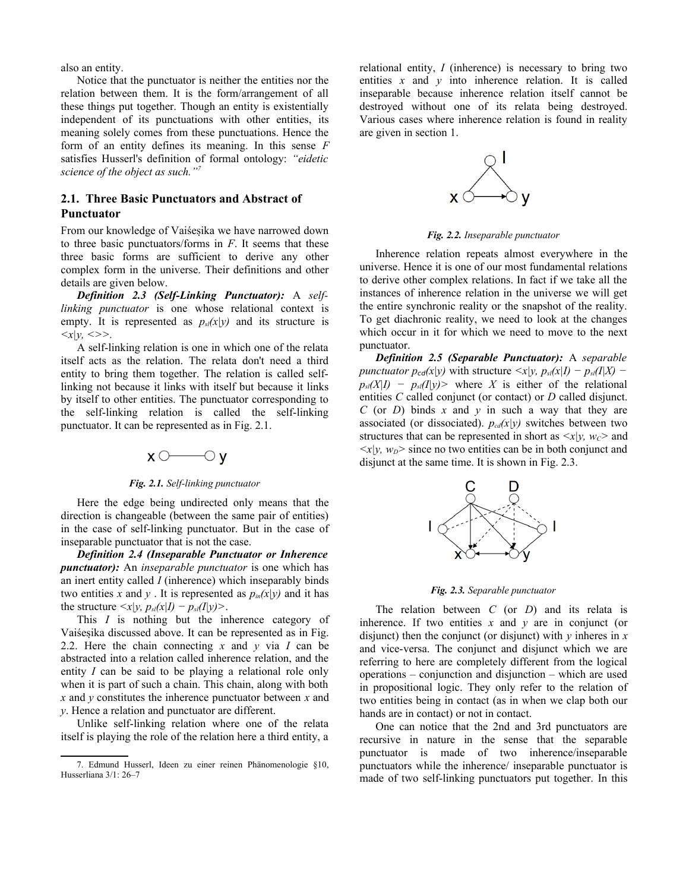also an entity.

Notice that the punctuator is neither the entities nor the relation between them. It is the form/arrangement of all these things put together. Though an entity is existentially independent of its punctuations with other entities, its meaning solely comes from these punctuations. Hence the form of an entity defines its meaning. In this sense $F$ satisfies Husserl's definition of formal ontology: *"eidetic science of the object as such."*[7]

## 2.1. Three Basic Punctuators and Abstract of Punctuator

From our knowledge of Vaiśeṣika we have narrowed down to three basic punctuators/forms in $F$. It seems that these three basic forms are sufficient to derive any other complex form in the universe. Their definitions and other details are given below.

***Definition 2.3 (Self-Linking Punctuator):*** A *self-linking punctuator* is one whose relational context is empty. It is represented as $p_{sl}(x|y)$ and its structure is $<x|y, <>>$.

A self-linking relation is one in which one of the relata itself acts as the relation. The relata don't need a third entity to bring them together. The relation is called self-linking not because it links with itself but because it links by itself to other entities. The punctuator corresponding to the self-linking relation is called the self-linking punctuator. It can be represented as in Fig. 2.1.

***Fig. 2.1.*** *Self-linking punctuator*

Here the edge being undirected only means that the direction is changeable (between the same pair of entities) in the case of self-linking punctuator. But in the case of inseparable punctuator that is not the case.

***Definition 2.4 (Inseparable Punctuator or Inherence punctuator):*** An *inseparable punctuator* is one which has an inert entity called $I$ (inherence) which inseparably binds two entities $x$ and $y$ . It is represented as $p_{in}(x|y)$ and it has the structure $<x|y, p_{sl}(x|I) - p_{sl}(I|y)>$.

This $I$ is nothing but the inherence category of Vaiśeṣika discussed above. It can be represented as in Fig. 2.2. Here the chain connecting $x$ and $y$ via $I$ can be abstracted into a relation called inherence relation, and the entity $I$ can be said to be playing a relational role only when it is part of such a chain. This chain, along with both $x$ and $y$ constitutes the inherence punctuator between $x$ and $y$. Hence a relation and punctuator are different.

Unlike self-linking relation where one of the relata itself is playing the role of the relation here a third entity, a relational entity, $I$ (inherence) is necessary to bring two entities $x$ and $y$ into inherence relation. It is called inseparable because inherence relation itself cannot be destroyed without one of its relata being destroyed. Various cases where inherence relation is found in reality are given in section 1.

***Fig. 2.2.*** *Inseparable punctuator*

Inherence relation repeats almost everywhere in the universe. Hence it is one of our most fundamental relations to derive other complex relations. In fact if we take all the instances of inherence relation in the universe we will get the entire synchronic reality or the snapshot of the reality. To get diachronic reality, we need to look at the changes which occur in it for which we need to move to the next punctuator.

***Definition 2.5 (Separable Punctuator):*** A *separable punctuator* $p_{cd}(x|y)$ with structure $<x|y, p_{sl}(x|I) - p_{sl}(I|X) - p_{sl}(X|I) - p_{sl}(I|y)>$ where $X$ is either of the relational entities $C$ called conjunct (or contact) or $D$ called disjunct. $C$ (or $D$) binds $x$ and $y$ in such a way that they are associated (or dissociated). $p_{cd}(x|y)$ switches between two structures that can be represented in short as $<x|y, w_C>$ and $<x|y, w_D>$ since no two entities can be in both conjunct and disjunct at the same time. It is shown in Fig. 2.3.

***Fig. 2.3.*** *Separable punctuator*

The relation between $C$ (or $D$) and its relata is inherence. If two entities $x$ and $y$ are in conjunct (or disjunct) then the conjunct (or disjunct) with $y$ inheres in $x$ and vice-versa. The conjunct and disjunct which we are referring to here are completely different from the logical operations – conjunction and disjunction – which are used in propositional logic. They only refer to the relation of two entities being in contact (as in when we clap both our hands are in contact) or not in contact.

One can notice that the 2nd and 3rd punctuators are recursive in nature in the sense that the separable punctuator is made of two inherence/inseparable punctuators while the inherence/ inseparable punctuator is made of two self-linking punctuators put together. In this

7. Edmund Husserl, Ideen zu einer reinen Phänomenologie §10, Husserliana 3/1: 26–7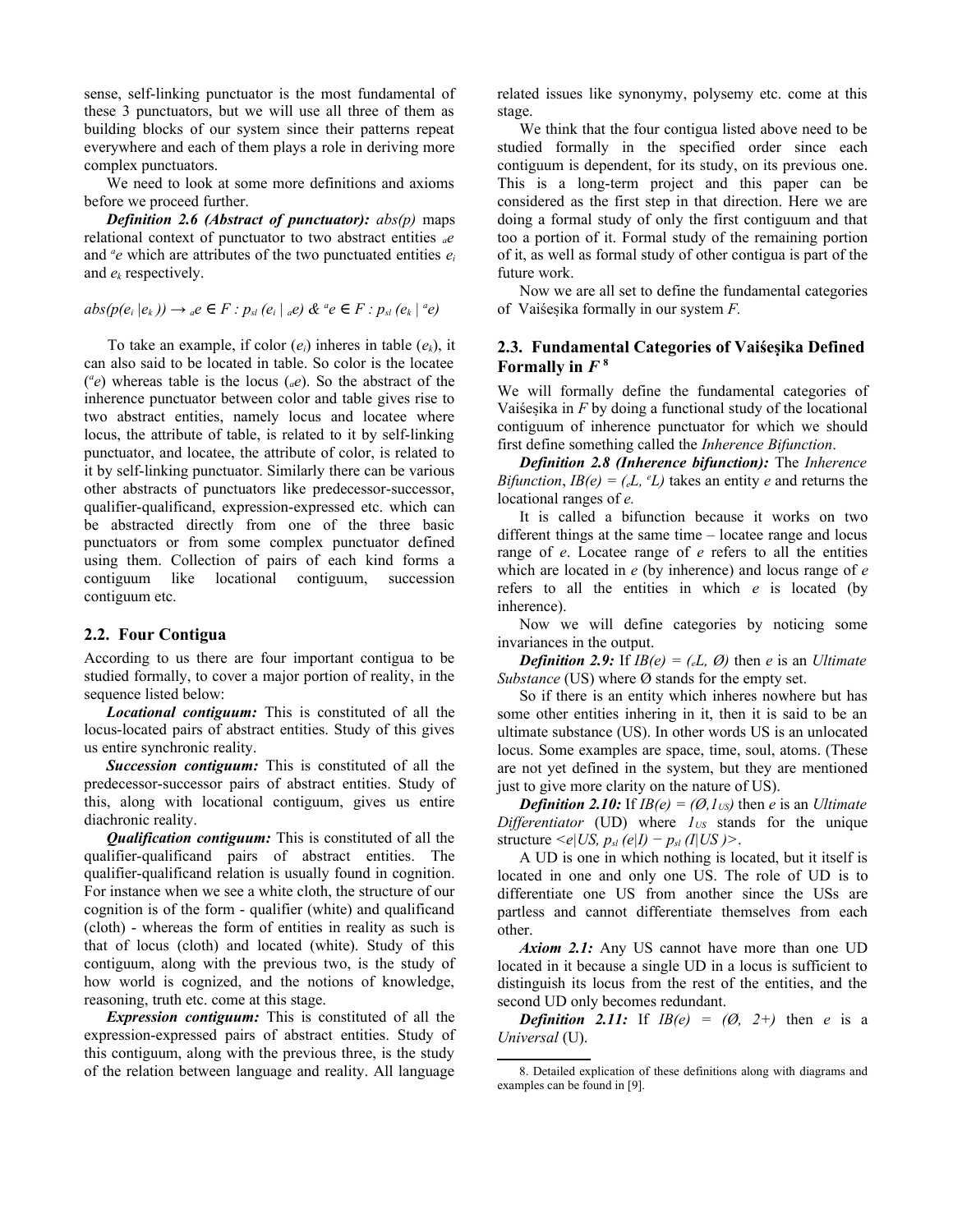sense, self-linking punctuator is the most fundamental of these 3 punctuators, but we will use all three of them as building blocks of our system since their patterns repeat everywhere and each of them plays a role in deriving more complex punctuators.

We need to look at some more definitions and axioms before we proceed further.

***Definition 2.6 (Abstract of punctuator):*** *abs(p)* maps relational context of punctuator to two abstract entities ${}_{a}e$ and ${}^{a}e$ which are attributes of the two punctuated entities $e_i$ and $e_k$ respectively.

$$abs(p(e_i\,|e_k\,)) \rightarrow {}_{a}e \in F : p_{sl}\,(e_i\,|\,{}_{a}e)\ \&\ {}^{a}e \in F : p_{sl}\,(e_k\,|\,{}^{a}e)$$

To take an example, if color ($e_i$) inheres in table ($e_k$), it can also said to be located in table. So color is the locatee (${}^{a}e$) whereas table is the locus (${}_{a}e$). So the abstract of the inherence punctuator between color and table gives rise to two abstract entities, namely locus and locatee where locus, the attribute of table, is related to it by self-linking punctuator, and locatee, the attribute of color, is related to it by self-linking punctuator. Similarly there can be various other abstracts of punctuators like predecessor-successor, qualifier-qualificand, expression-expressed etc. which can be abstracted directly from one of the three basic punctuators or from some complex punctuator defined using them. Collection of pairs of each kind forms a contiguum like locational contiguum, succession contiguum etc.

## 2.2. Four Contigua

According to us there are four important contigua to be studied formally, to cover a major portion of reality, in the sequence listed below:

***Locational contiguum:*** This is constituted of all the locus-located pairs of abstract entities. Study of this gives us entire synchronic reality.

***Succession contiguum:*** This is constituted of all the predecessor-successor pairs of abstract entities. Study of this, along with locational contiguum, gives us entire diachronic reality.

***Qualification contiguum:*** This is constituted of all the qualifier-qualificand pairs of abstract entities. The qualifier-qualificand relation is usually found in cognition. For instance when we see a white cloth, the structure of our cognition is of the form - qualifier (white) and qualificand (cloth) - whereas the form of entities in reality as such is that of locus (cloth) and located (white). Study of this contiguum, along with the previous two, is the study of how world is cognized, and the notions of knowledge, reasoning, truth etc. come at this stage.

***Expression contiguum:*** This is constituted of all the expression-expressed pairs of abstract entities. Study of this contiguum, along with the previous three, is the study of the relation between language and reality. All language related issues like synonymy, polysemy etc. come at this stage.

We think that the four contigua listed above need to be studied formally in the specified order since each contiguum is dependent, for its study, on its previous one. This is a long-term project and this paper can be considered as the first step in that direction. Here we are doing a formal study of only the first contiguum and that too a portion of it. Formal study of the remaining portion of it, as well as formal study of other contigua is part of the future work.

Now we are all set to define the fundamental categories of Vaiśeṣika formally in our system *F.*

## 2.3. Fundamental Categories of Vaiśeṣika Defined Formally in *F* [8]

We will formally define the fundamental categories of Vaiśeṣika in *F* by doing a functional study of the locational contiguum of inherence punctuator for which we should first define something called the *Inherence Bifunction*.

***Definition 2.8 (Inherence bifunction):*** The *Inherence Bifunction*, $IB(e) = ({}_{e}L,\ {}^{e}L)$ takes an entity *e* and returns the locational ranges of *e.*

It is called a bifunction because it works on two different things at the same time – locatee range and locus range of *e*. Locatee range of *e* refers to all the entities which are located in *e* (by inherence) and locus range of *e* refers to all the entities in which *e* is located (by inherence).

Now we will define categories by noticing some invariances in the output.

***Definition 2.9:*** If $IB(e) = ({}_{e}L,\ \emptyset)$ then *e* is an *Ultimate Substance* (US) where Ø stands for the empty set.

So if there is an entity which inheres nowhere but has some other entities inhering in it, then it is said to be an ultimate substance (US). In other words US is an unlocated locus. Some examples are space, time, soul, atoms. (These are not yet defined in the system, but they are mentioned just to give more clarity on the nature of US).

***Definition 2.10:*** If $IB(e) = (\emptyset, 1_{US})$ then *e* is an *Ultimate Differentiator* (UD) where $1_{US}$ stands for the unique structure $<e|US,\ p_{sl}\,(e|I) - p_{sl}\,(I|US\,)>$.

A UD is one in which nothing is located, but it itself is located in one and only one US. The role of UD is to differentiate one US from another since the USs are partless and cannot differentiate themselves from each other.

***Axiom 2.1:*** Any US cannot have more than one UD located in it because a single UD in a locus is sufficient to distinguish its locus from the rest of the entities, and the second UD only becomes redundant.

***Definition 2.11:*** If $IB(e) = (\emptyset,\ 2+)$ then *e* is a *Universal* (U).

8. Detailed explication of these definitions along with diagrams and examples can be found in [9].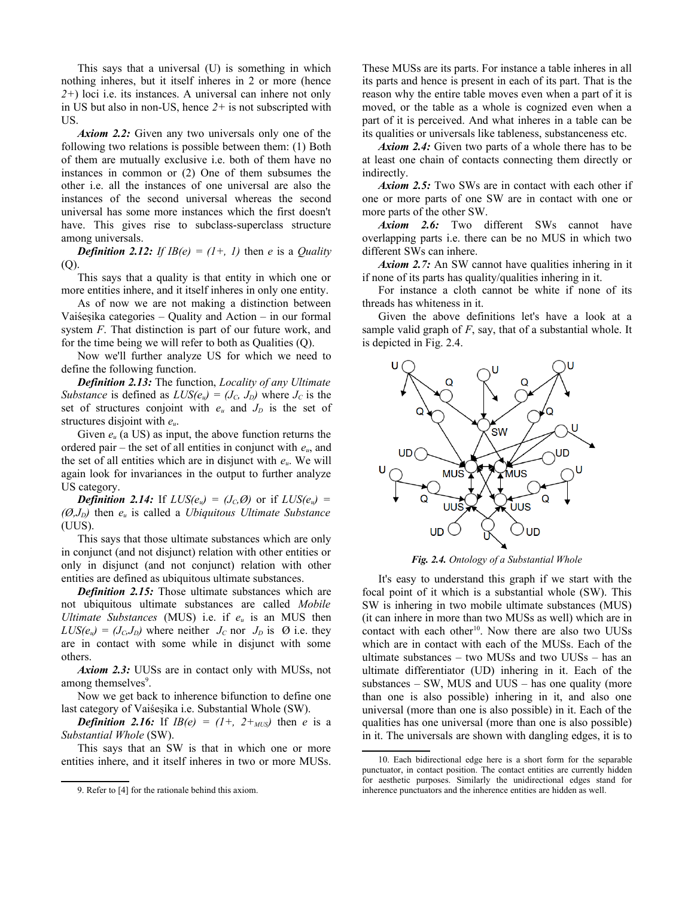This says that a universal (U) is something in which nothing inheres, but it itself inheres in 2 or more (hence $2+$) loci i.e. its instances. A universal can inhere not only in US but also in non-US, hence $2+$ is not subscripted with US.

***Axiom 2.2:*** Given any two universals only one of the following two relations is possible between them: (1) Both of them are mutually exclusive i.e. both of them have no instances in common or (2) One of them subsumes the other i.e. all the instances of one universal are also the instances of the second universal whereas the second universal has some more instances which the first doesn't have. This gives rise to subclass-superclass structure among universals.

***Definition 2.12:*** *If $IB(e) = (1+, 1)$ then $e$ is a Quality* (Q).

This says that a quality is that entity in which one or more entities inhere, and it itself inheres in only one entity.

As of now we are not making a distinction between Vaiśeṣika categories – Quality and Action – in our formal system $F$. That distinction is part of our future work, and for the time being we will refer to both as Qualities (Q).

Now we'll further analyze US for which we need to define the following function.

***Definition 2.13:*** The function, *Locality of any Ultimate Substance* is defined as $LUS(e_u) = (J_C, J_D)$ where $J_C$ is the set of structures conjoint with $e_u$ and $J_D$ is the set of structures disjoint with $e_u$.

Given $e_u$ (a US) as input, the above function returns the ordered pair – the set of all entities in conjunct with $e_u$, and the set of all entities which are in disjunct with $e_u$. We will again look for invariances in the output to further analyze US category.

***Definition 2.14:*** If $LUS(e_u) = (J_C, \emptyset)$ or if $LUS(e_u) = (\emptyset, J_D)$ then $e_u$ is called a *Ubiquitous Ultimate Substance* (UUS).

This says that those ultimate substances which are only in conjunct (and not disjunct) relation with other entities or only in disjunct (and not conjunct) relation with other entities are defined as ubiquitous ultimate substances.

***Definition 2.15:*** Those ultimate substances which are not ubiquitous ultimate substances are called *Mobile Ultimate Substances* (MUS) i.e. if $e_u$ is an MUS then $LUS(e_u) = (J_C, J_D)$ where neither $J_C$ nor $J_D$ is $\emptyset$ i.e. they are in contact with some while in disjunct with some others.

***Axiom 2.3:*** UUSs are in contact only with MUSs, not among themselves[9].

Now we get back to inherence bifunction to define one last category of Vaiśeṣika i.e. Substantial Whole (SW).

***Definition 2.16:*** If $IB(e) = (1+, 2+_{MUS})$ then $e$ is a *Substantial Whole* (SW).

This says that an SW is that in which one or more entities inhere, and it itself inheres in two or more MUSs. These MUSs are its parts. For instance a table inheres in all its parts and hence is present in each of its part. That is the reason why the entire table moves even when a part of it is moved, or the table as a whole is cognized even when a part of it is perceived. And what inheres in a table can be its qualities or universals like tableness, substanceness etc.

***Axiom 2.4:*** Given two parts of a whole there has to be at least one chain of contacts connecting them directly or indirectly.

***Axiom 2.5:*** Two SWs are in contact with each other if one or more parts of one SW are in contact with one or more parts of the other SW.

***Axiom 2.6:*** Two different SWs cannot have overlapping parts i.e. there can be no MUS in which two different SWs can inhere.

***Axiom 2.7:*** An SW cannot have qualities inhering in it if none of its parts has quality/qualities inhering in it.

For instance a cloth cannot be white if none of its threads has whiteness in it.

Given the above definitions let's have a look at a sample valid graph of $F$, say, that of a substantial whole. It is depicted in Fig. 2.4.

***Fig. 2.4.*** *Ontology of a Substantial Whole*

It's easy to understand this graph if we start with the focal point of it which is a substantial whole (SW). This SW is inhering in two mobile ultimate substances (MUS) (it can inhere in more than two MUSs as well) which are in contact with each other[10]. Now there are also two UUSs which are in contact with each of the MUSs. Each of the ultimate substances – two MUSs and two UUSs – has an ultimate differentiator (UD) inhering in it. Each of the substances – SW, MUS and UUS – has one quality (more than one is also possible) inhering in it, and also one universal (more than one is also possible) in it. Each of the qualities has one universal (more than one is also possible) in it. The universals are shown with dangling edges, it is to

9. Refer to [4] for the rationale behind this axiom.

10. Each bidirectional edge here is a short form for the separable punctuator, in contact position. The contact entities are currently hidden for aesthetic purposes. Similarly the unidirectional edges stand for inherence punctuators and the inherence entities are hidden as well.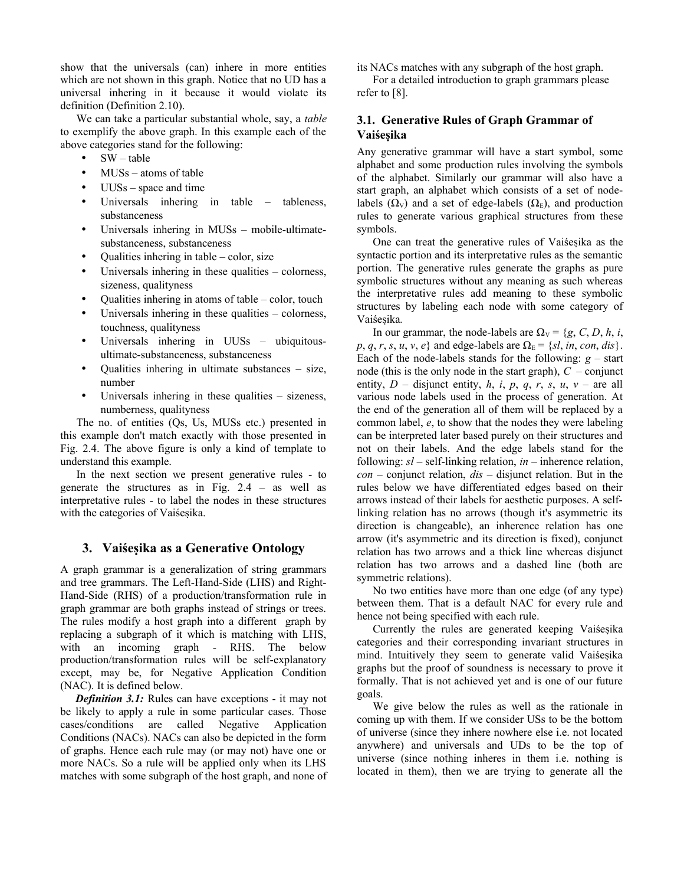show that the universals (can) inhere in more entities which are not shown in this graph. Notice that no UD has a universal inhering in it because it would violate its definition (Definition 2.10).

We can take a particular substantial whole, say, a *table* to exemplify the above graph. In this example each of the above categories stand for the following:

- SW – table
- MUSs – atoms of table
- UUSs – space and time
- Universals inhering in table – tableness, substanceness
- Universals inhering in MUSs – mobile-ultimate-substanceness, substanceness
- Qualities inhering in table – color, size
- Universals inhering in these qualities – colorness, sizeness, qualityness
- Qualities inhering in atoms of table – color, touch
- Universals inhering in these qualities – colorness, touchness, qualityness
- Universals inhering in UUSs – ubiquitous-ultimate-substanceness, substanceness
- Qualities inhering in ultimate substances – size, number
- Universals inhering in these qualities – sizeness, numberness, qualityness

The no. of entities (Qs, Us, MUSs etc.) presented in this example don't match exactly with those presented in Fig. 2.4. The above figure is only a kind of template to understand this example.

In the next section we present generative rules - to generate the structures as in Fig. 2.4 – as well as interpretative rules - to label the nodes in these structures with the categories of Vaiśeṣika.

## 3. Vaiśeṣika as a Generative Ontology

A graph grammar is a generalization of string grammars and tree grammars. The Left-Hand-Side (LHS) and Right-Hand-Side (RHS) of a production/transformation rule in graph grammar are both graphs instead of strings or trees. The rules modify a host graph into a different graph by replacing a subgraph of it which is matching with LHS, with an incoming graph - RHS. The below production/transformation rules will be self-explanatory except, may be, for Negative Application Condition (NAC). It is defined below.

***Definition 3.1:*** Rules can have exceptions - it may not be likely to apply a rule in some particular cases. Those cases/conditions are called Negative Application Conditions (NACs). NACs can also be depicted in the form of graphs. Hence each rule may (or may not) have one or more NACs. So a rule will be applied only when its LHS matches with some subgraph of the host graph, and none of its NACs matches with any subgraph of the host graph.

For a detailed introduction to graph grammars please refer to [8].

### 3.1. Generative Rules of Graph Grammar of Vaiśeşika

Any generative grammar will have a start symbol, some alphabet and some production rules involving the symbols of the alphabet. Similarly our grammar will also have a start graph, an alphabet which consists of a set of node-labels ($\Omega_V$) and a set of edge-labels ($\Omega_E$), and production rules to generate various graphical structures from these symbols.

One can treat the generative rules of Vaiśeṣika as the syntactic portion and its interpretative rules as the semantic portion. The generative rules generate the graphs as pure symbolic structures without any meaning as such whereas the interpretative rules add meaning to these symbolic structures by labeling each node with some category of Vaiśeṣika.

In our grammar, the node-labels are $\Omega_V = \{g, C, D, h, i, p, q, r, s, u, v, e\}$ and edge-labels are $\Omega_E = \{sl, in, con, dis\}$. Each of the node-labels stands for the following: $g$ – start node (this is the only node in the start graph), $C$ – conjunct entity, $D$ – disjunct entity, $h$, $i$, $p$, $q$, $r$, $s$, $u$, $v$ – are all various node labels used in the process of generation. At the end of the generation all of them will be replaced by a common label, $e$, to show that the nodes they were labeling can be interpreted later based purely on their structures and not on their labels. And the edge labels stand for the following: $sl$ – self-linking relation, $in$ – inherence relation, $con$ – conjunct relation, $dis$ – disjunct relation. But in the rules below we have differentiated edges based on their arrows instead of their labels for aesthetic purposes. A self-linking relation has no arrows (though it's asymmetric its direction is changeable), an inherence relation has one arrow (it's asymmetric and its direction is fixed), conjunct relation has two arrows and a thick line whereas disjunct relation has two arrows and a dashed line (both are symmetric relations).

No two entities have more than one edge (of any type) between them. That is a default NAC for every rule and hence not being specified with each rule.

Currently the rules are generated keeping Vaiśeṣika categories and their corresponding invariant structures in mind. Intuitively they seem to generate valid Vaiśeṣika graphs but the proof of soundness is necessary to prove it formally. That is not achieved yet and is one of our future goals.

We give below the rules as well as the rationale in coming up with them. If we consider USs to be the bottom of universe (since they inhere nowhere else i.e. not located anywhere) and universals and UDs to be the top of universe (since nothing inheres in them i.e. nothing is located in them), then we are trying to generate all the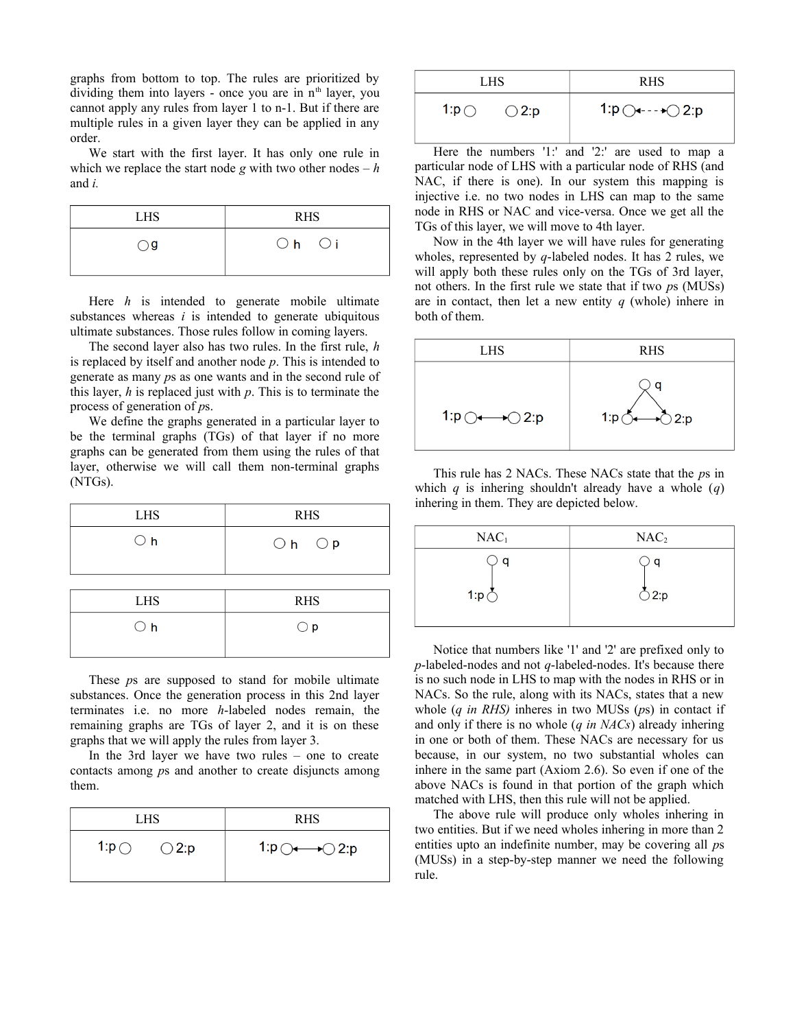graphs from bottom to top. The rules are prioritized by dividing them into layers - once you are in $n^{th}$ layer, you cannot apply any rules from layer 1 to n-1. But if there are multiple rules in a given layer they can be applied in any order.

We start with the first layer. It has only one rule in which we replace the start node *g* with two other nodes – *h* and *i*.

| LHS | RHS |
|---|---|
| ○g | ○h ○i |

Here *h* is intended to generate mobile ultimate substances whereas *i* is intended to generate ubiquitous ultimate substances. Those rules follow in coming layers.

The second layer also has two rules. In the first rule, *h* is replaced by itself and another node *p*. This is intended to generate as many *p*s as one wants and in the second rule of this layer, *h* is replaced just with *p*. This is to terminate the process of generation of *p*s.

We define the graphs generated in a particular layer to be the terminal graphs (TGs) of that layer if no more graphs can be generated from them using the rules of that layer, otherwise we will call them non-terminal graphs (NTGs).

| LHS | RHS |
|---|---|
| ○h | ○h ○p |

| LHS | RHS |
|---|---|
| ○h | ○p |

These *p*s are supposed to stand for mobile ultimate substances. Once the generation process in this 2nd layer terminates i.e. no more *h*-labeled nodes remain, the remaining graphs are TGs of layer 2, and it is on these graphs that we will apply the rules from layer 3.

In the 3rd layer we have two rules – one to create contacts among *p*s and another to create disjuncts among them.

| LHS | RHS |
|---|---|
| 1:p○ ○2:p | 1:p○←→○2:p |

| LHS | RHS |
|---|---|
| 1:p○ ○2:p | 1:p○←- - -→○2:p |

Here the numbers '1:' and '2:' are used to map a particular node of LHS with a particular node of RHS (and NAC, if there is one). In our system this mapping is injective i.e. no two nodes in LHS can map to the same node in RHS or NAC and vice-versa. Once we get all the TGs of this layer, we will move to 4th layer.

Now in the 4th layer we will have rules for generating wholes, represented by *q*-labeled nodes. It has 2 rules, we will apply both these rules only on the TGs of 3rd layer, not others. In the first rule we state that if two *p*s (MUSs) are in contact, then let a new entity *q* (whole) inhere in both of them.

| LHS | RHS |
|---|---|
| 1:p○←→○2:p | ○q (→1:p, →2:p); 1:p○←→○2:p |

This rule has 2 NACs. These NACs state that the *p*s in which *q* is inhering shouldn't already have a whole (*q*) inhering in them. They are depicted below.

| NAC₁ | NAC₂ |
|---|---|
| ○q → 1:p○ | ○q → ○2:p |

Notice that numbers like '1' and '2' are prefixed only to *p*-labeled-nodes and not *q*-labeled-nodes. It's because there is no such node in LHS to map with the nodes in RHS or in NACs. So the rule, along with its NACs, states that a new whole (*q in RHS)* inheres in two MUSs (*p*s) in contact if and only if there is no whole (*q in NACs*) already inhering in one or both of them. These NACs are necessary for us because, in our system, no two substantial wholes can inhere in the same part (Axiom 2.6). So even if one of the above NACs is found in that portion of the graph which matched with LHS, then this rule will not be applied.

The above rule will produce only wholes inhering in two entities. But if we need wholes inhering in more than 2 entities upto an indefinite number, may be covering all *p*s (MUSs) in a step-by-step manner we need the following rule.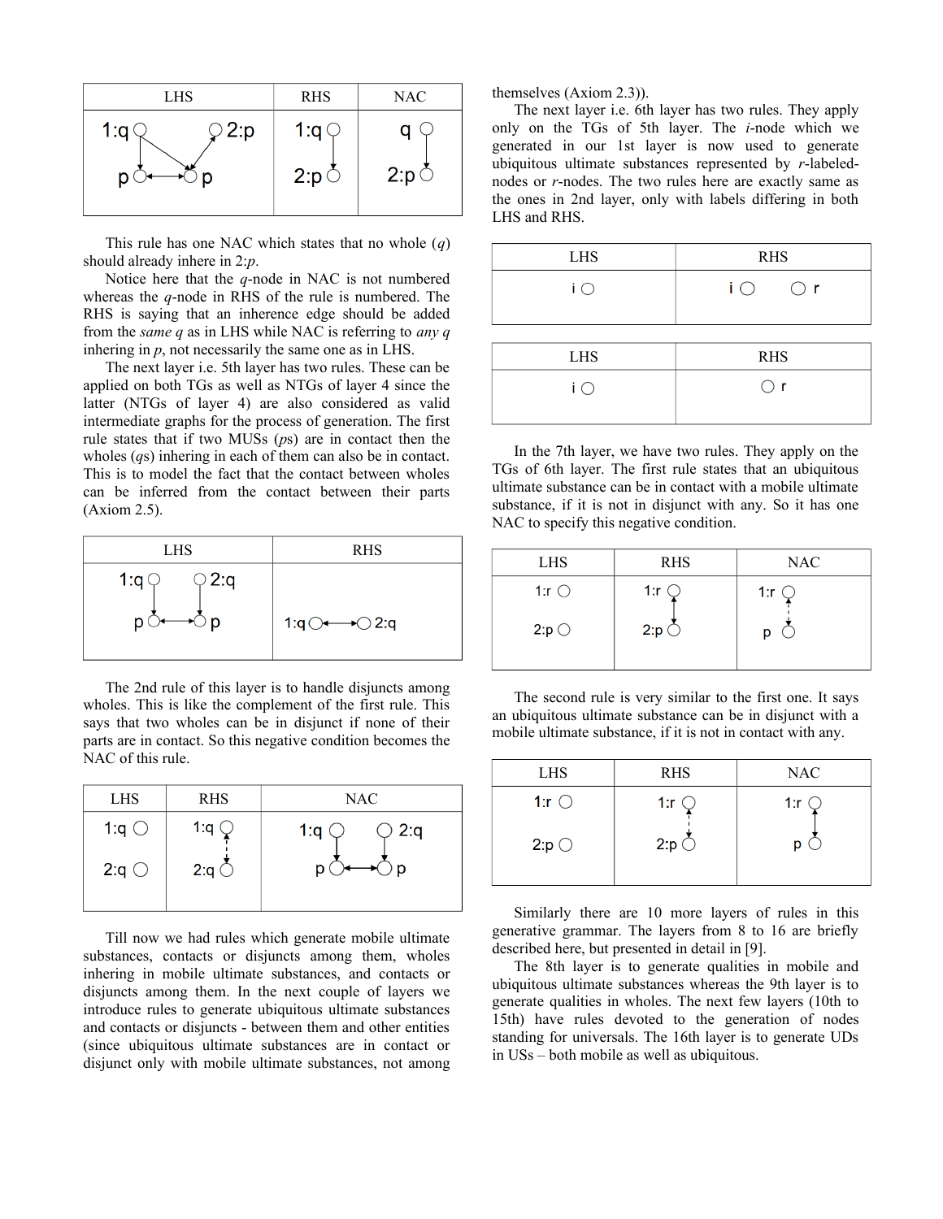| LHS | RHS | NAC |
|---|---|---|
| 1:q, 2:p, p, p | 1:q, 2:p | q, 2:p |

This rule has one NAC which states that no whole (*q*) should already inhere in 2:*p*.

Notice here that the *q*-node in NAC is not numbered whereas the *q*-node in RHS of the rule is numbered. The RHS is saying that an inherence edge should be added from the *same q* as in LHS while NAC is referring to *any q* inhering in *p*, not necessarily the same one as in LHS.

The next layer i.e. 5th layer has two rules. These can be applied on both TGs as well as NTGs of layer 4 since the latter (NTGs of layer 4) are also considered as valid intermediate graphs for the process of generation. The first rule states that if two MUSs (*p*s) are in contact then the wholes (*q*s) inhering in each of them can also be in contact. This is to model the fact that the contact between wholes can be inferred from the contact between their parts (Axiom 2.5).

| LHS | RHS |
|---|---|
| 1:q, 2:q, p, p | 1:q, 2:q |

The 2nd rule of this layer is to handle disjuncts among wholes. This is like the complement of the first rule. This says that two wholes can be in disjunct if none of their parts are in contact. So this negative condition becomes the NAC of this rule.

| LHS | RHS | NAC |
|---|---|---|
| 1:q, 2:q | 1:q, 2:q | 1:q, 2:q, p, p |

Till now we had rules which generate mobile ultimate substances, contacts or disjuncts among them, wholes inhering in mobile ultimate substances, and contacts or disjuncts among them. In the next couple of layers we introduce rules to generate ubiquitous ultimate substances and contacts or disjuncts - between them and other entities (since ubiquitous ultimate substances are in contact or disjunct only with mobile ultimate substances, not among themselves (Axiom 2.3)).

The next layer i.e. 6th layer has two rules. They apply only on the TGs of 5th layer. The *i*-node which we generated in our 1st layer is now used to generate ubiquitous ultimate substances represented by *r*-labeled-nodes or *r*-nodes. The two rules here are exactly same as the ones in 2nd layer, only with labels differing in both LHS and RHS.

| LHS | RHS |
|---|---|
| i | i, r |

| LHS | RHS |
|---|---|
| i | r |

In the 7th layer, we have two rules. They apply on the TGs of 6th layer. The first rule states that an ubiquitous ultimate substance can be in contact with a mobile ultimate substance, if it is not in disjunct with any. So it has one NAC to specify this negative condition.

| LHS | RHS | NAC |
|---|---|---|
| 1:r, 2:p | 1:r, 2:p | 1:r, p |

The second rule is very similar to the first one. It says an ubiquitous ultimate substance can be in disjunct with a mobile ultimate substance, if it is not in contact with any.

| LHS | RHS | NAC |
|---|---|---|
| 1:r, 2:p | 1:r, 2:p | 1:r, p |

Similarly there are 10 more layers of rules in this generative grammar. The layers from 8 to 16 are briefly described here, but presented in detail in [9].

The 8th layer is to generate qualities in mobile and ubiquitous ultimate substances whereas the 9th layer is to generate qualities in wholes. The next few layers (10th to 15th) have rules devoted to the generation of nodes standing for universals. The 16th layer is to generate UDs in USs – both mobile as well as ubiquitous.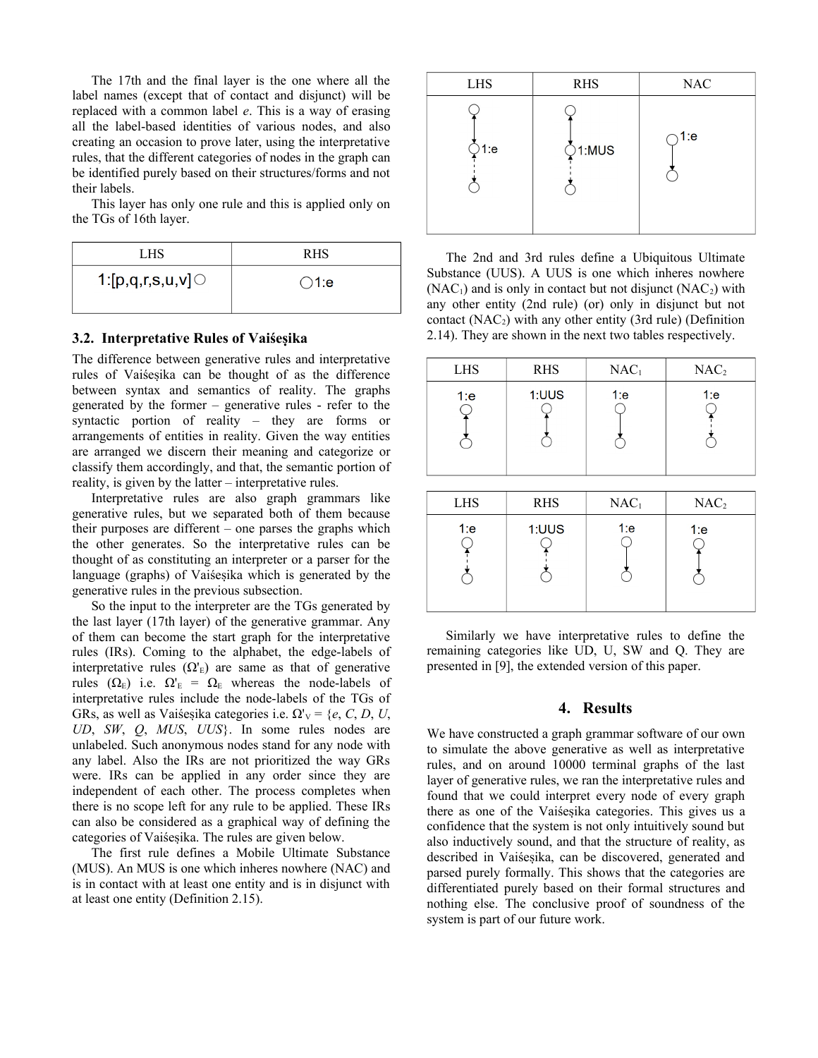The 17th and the final layer is the one where all the label names (except that of contact and disjunct) will be replaced with a common label *e*. This is a way of erasing all the label-based identities of various nodes, and also creating an occasion to prove later, using the interpretative rules, that the different categories of nodes in the graph can be identified purely based on their structures/forms and not their labels.

This layer has only one rule and this is applied only on the TGs of 16th layer.

| LHS | RHS |
| --- | --- |
| 1:[p,q,r,s,u,v] ○ | ○1:e |

### 3.2. Interpretative Rules of Vaiśeṣika

The difference between generative rules and interpretative rules of Vaiśeṣika can be thought of as the difference between syntax and semantics of reality. The graphs generated by the former – generative rules - refer to the syntactic portion of reality – they are forms or arrangements of entities in reality. Given the way entities are arranged we discern their meaning and categorize or classify them accordingly, and that, the semantic portion of reality, is given by the latter – interpretative rules.

Interpretative rules are also graph grammars like generative rules, but we separated both of them because their purposes are different – one parses the graphs which the other generates. So the interpretative rules can be thought of as constituting an interpreter or a parser for the language (graphs) of Vaiśeṣika which is generated by the generative rules in the previous subsection.

So the input to the interpreter are the TGs generated by the last layer (17th layer) of the generative grammar. Any of them can become the start graph for the interpretative rules (IRs). Coming to the alphabet, the edge-labels of interpretative rules ($\Omega'_E$) are same as that of generative rules ($\Omega_E$) i.e. $\Omega'_E = \Omega_E$ whereas the node-labels of interpretative rules include the node-labels of the TGs of GRs, as well as Vaiśeṣika categories i.e. $\Omega'_V = \{e, C, D, U, UD, SW, Q, MUS, UUS\}$. In some rules nodes are unlabeled. Such anonymous nodes stand for any node with any label. Also the IRs are not prioritized the way GRs were. IRs can be applied in any order since they are independent of each other. The process completes when there is no scope left for any rule to be applied. These IRs can also be considered as a graphical way of defining the categories of Vaiśeṣika. The rules are given below.

The first rule defines a Mobile Ultimate Substance (MUS). An MUS is one which inheres nowhere (NAC) and is in contact with at least one entity and is in disjunct with at least one entity (Definition 2.15).

| LHS | RHS | NAC |
| --- | --- | --- |
| ○ ↑ ○1:e ⇣ ○ | ○ ↑ ○1:MUS ⇣ ○ | ○1:e ↓ ○ |

The 2nd and 3rd rules define a Ubiquitous Ultimate Substance (UUS). A UUS is one which inheres nowhere ($NAC_1$) and is only in contact but not disjunct ($NAC_2$) with any other entity (2nd rule) (or) only in disjunct but not contact ($NAC_2$) with any other entity (3rd rule) (Definition 2.14). They are shown in the next two tables respectively.

| LHS | RHS | $NAC_1$ | $NAC_2$ |
| --- | --- | --- | --- |
| 1:e ○ ↕ ○ | 1:UUS ○ ↕ ○ | 1:e ○ ↓ ○ | 1:e ○ ⇣ ○ |

| LHS | RHS | $NAC_1$ | $NAC_2$ |
| --- | --- | --- | --- |
| 1:e ○ ⇕ ○ | 1:UUS ○ ⇕ ○ | 1:e ○ ↓ ○ | 1:e ○ ↕ ○ |

Similarly we have interpretative rules to define the remaining categories like UD, U, SW and Q. They are presented in [9], the extended version of this paper.

## 4. Results

We have constructed a graph grammar software of our own to simulate the above generative as well as interpretative rules, and on around 10000 terminal graphs of the last layer of generative rules, we ran the interpretative rules and found that we could interpret every node of every graph there as one of the Vaiśeṣika categories. This gives us a confidence that the system is not only intuitively sound but also inductively sound, and that the structure of reality, as described in Vaiśeṣika, can be discovered, generated and parsed purely formally. This shows that the categories are differentiated purely based on their formal structures and nothing else. The conclusive proof of soundness of the system is part of our future work.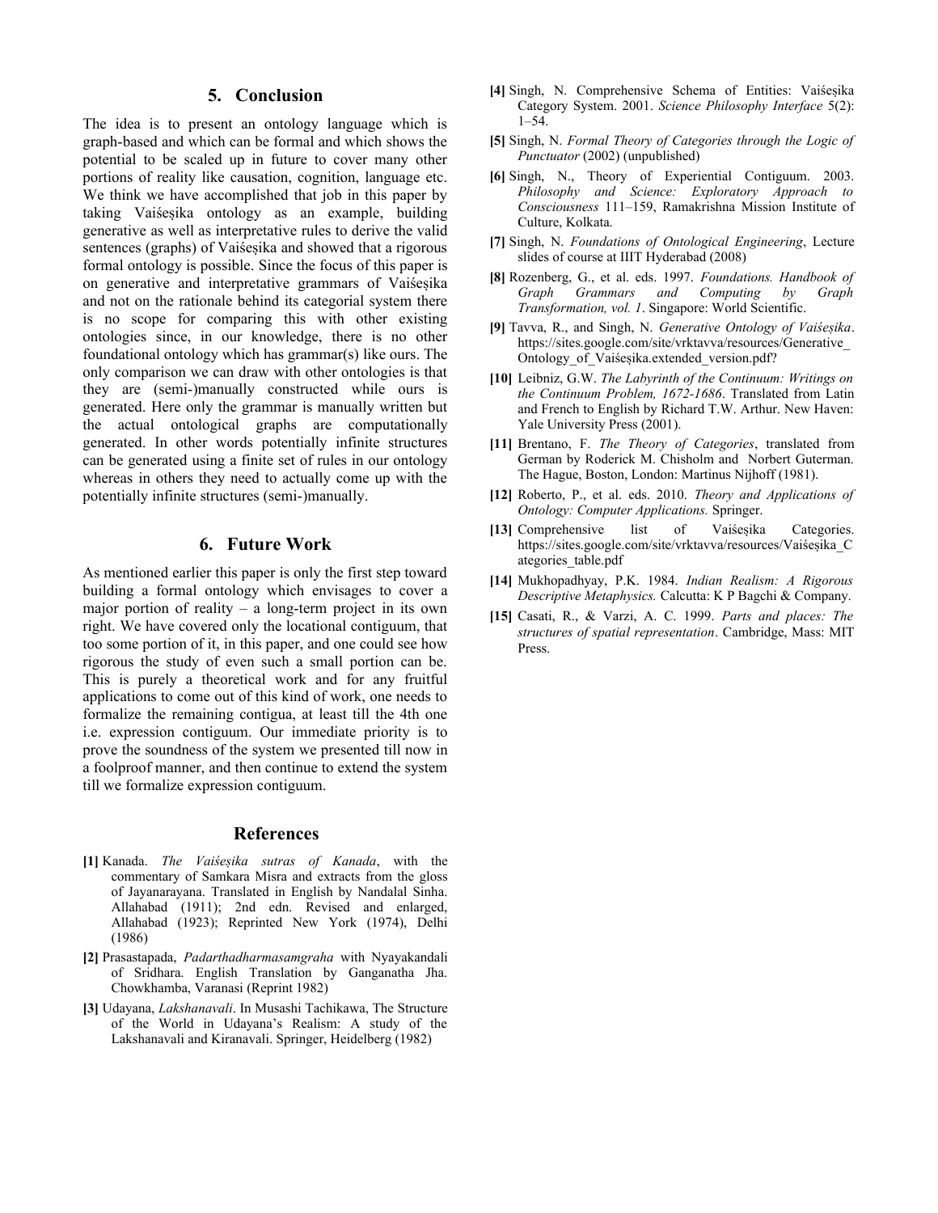## 5. Conclusion

The idea is to present an ontology language which is graph-based and which can be formal and which shows the potential to be scaled up in future to cover many other portions of reality like causation, cognition, language etc. We think we have accomplished that job in this paper by taking Vaiśeṣika ontology as an example, building generative as well as interpretative rules to derive the valid sentences (graphs) of Vaiśeṣika and showed that a rigorous formal ontology is possible. Since the focus of this paper is on generative and interpretative grammars of Vaiśeṣika and not on the rationale behind its categorial system there is no scope for comparing this with other existing ontologies since, in our knowledge, there is no other foundational ontology which has grammar(s) like ours. The only comparison we can draw with other ontologies is that they are (semi-)manually constructed while ours is generated. Here only the grammar is manually written but the actual ontological graphs are computationally generated. In other words potentially infinite structures can be generated using a finite set of rules in our ontology whereas in others they need to actually come up with the potentially infinite structures (semi-)manually.

## 6. Future Work

As mentioned earlier this paper is only the first step toward building a formal ontology which envisages to cover a major portion of reality – a long-term project in its own right. We have covered only the locational contiguum, that too some portion of it, in this paper, and one could see how rigorous the study of even such a small portion can be. This is purely a theoretical work and for any fruitful applications to come out of this kind of work, one needs to formalize the remaining contigua, at least till the 4th one i.e. expression contiguum. Our immediate priority is to prove the soundness of the system we presented till now in a foolproof manner, and then continue to extend the system till we formalize expression contiguum.

## References

**[1]** Kanada. *The Vaiśeṣika sutras of Kanada*, with the commentary of Samkara Misra and extracts from the gloss of Jayanarayana. Translated in English by Nandalal Sinha. Allahabad (1911); 2nd edn. Revised and enlarged, Allahabad (1923); Reprinted New York (1974), Delhi (1986)

**[2]** Prasastapada, *Padarthadharmasamgraha* with Nyayakandali of Sridhara. English Translation by Ganganatha Jha. Chowkhamba, Varanasi (Reprint 1982)

**[3]** Udayana, *Lakshanavali*. In Musashi Tachikawa, The Structure of the World in Udayana's Realism: A study of the Lakshanavali and Kiranavali. Springer, Heidelberg (1982)

**[4]** Singh, N. Comprehensive Schema of Entities: Vaiśeṣika Category System. 2001. *Science Philosophy Interface* 5(2): 1–54.

**[5]** Singh, N. *Formal Theory of Categories through the Logic of Punctuator* (2002) (unpublished)

**[6]** Singh, N., Theory of Experiential Contiguum. 2003. *Philosophy and Science: Exploratory Approach to Consciousness* 111–159, Ramakrishna Mission Institute of Culture, Kolkata.

**[7]** Singh, N. *Foundations of Ontological Engineering*, Lecture slides of course at IIIT Hyderabad (2008)

**[8]** Rozenberg, G., et al. eds. 1997. *Foundations. Handbook of Graph Grammars and Computing by Graph Transformation, vol. 1*. Singapore: World Scientific.

**[9]** Tavva, R., and Singh, N. *Generative Ontology of Vaiśeṣika*. https://sites.google.com/site/vrktavva/resources/Generative_Ontology_of_Vaiśeṣika.extended_version.pdf?

**[10]** Leibniz, G.W. *The Labyrinth of the Continuum: Writings on the Continuum Problem, 1672-1686*. Translated from Latin and French to English by Richard T.W. Arthur. New Haven: Yale University Press (2001).

**[11]** Brentano, F. *The Theory of Categories*, translated from German by Roderick M. Chisholm and Norbert Guterman. The Hague, Boston, London: Martinus Nijhoff (1981).

**[12]** Roberto, P., et al. eds. 2010. *Theory and Applications of Ontology: Computer Applications.* Springer.

**[13]** Comprehensive list of Vaiśeṣika Categories. https://sites.google.com/site/vrktavva/resources/Vaiśeṣika_Categories_table.pdf

**[14]** Mukhopadhyay, P.K. 1984. *Indian Realism: A Rigorous Descriptive Metaphysics.* Calcutta: K P Bagchi & Company.

**[15]** Casati, R., & Varzi, A. C. 1999. *Parts and places: The structures of spatial representation*. Cambridge, Mass: MIT Press.